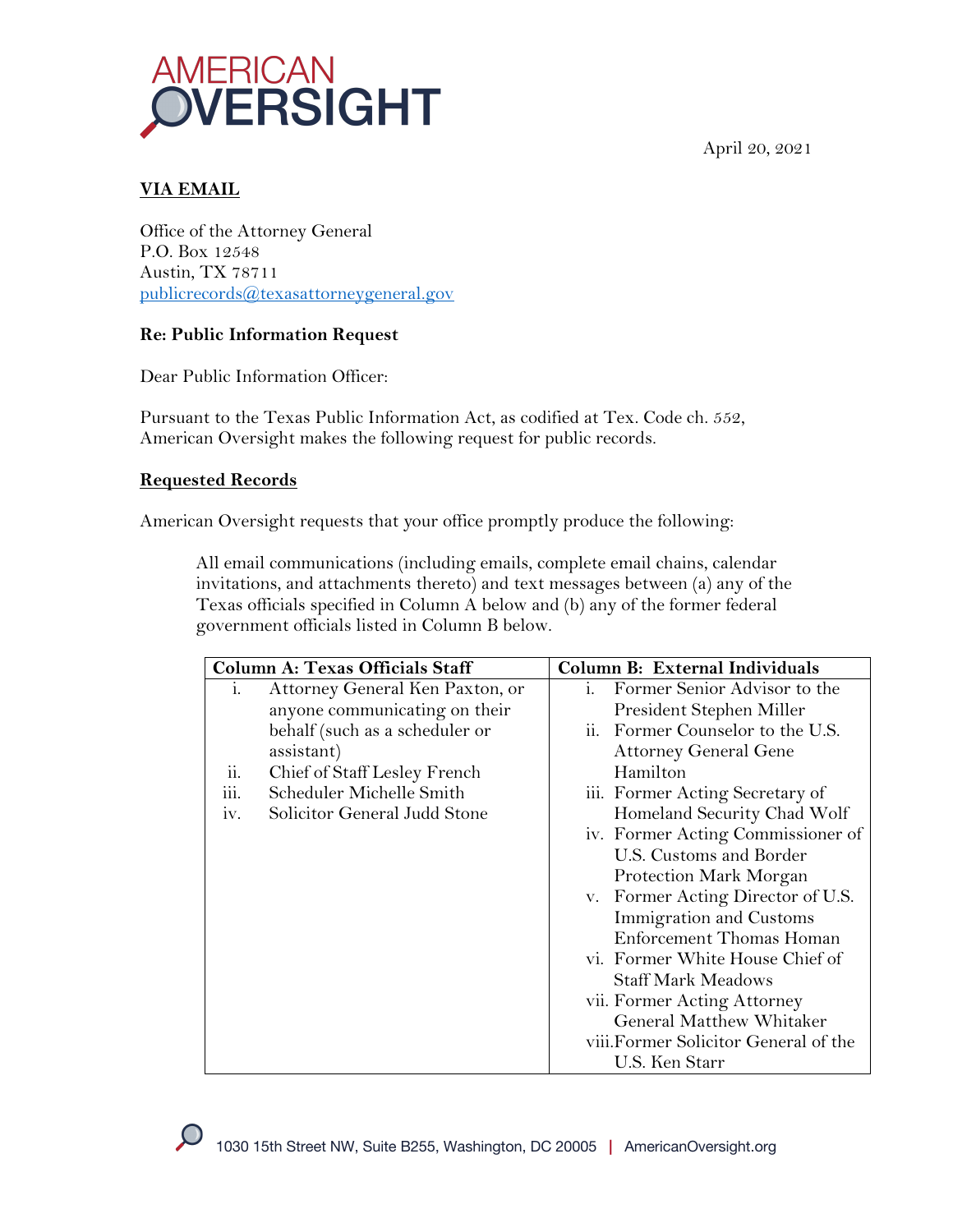April 20, 2021

**VIA EMAIL**

Office of the Attorney General
P.O. Box 12548
Austin, TX 78711
publicrecords@texasattorneygeneral.gov

**Re: Public Information Request**

Dear Public Information Officer:

Pursuant to the Texas Public Information Act, as codified at Tex. Code ch. 552, American Oversight makes the following request for public records.

**Requested Records**

American Oversight requests that your office promptly produce the following:

> All email communications (including emails, complete email chains, calendar invitations, and attachments thereto) and text messages between (a) any of the Texas officials specified in Column A below and (b) any of the former federal government officials listed in Column B below.

| Column A: Texas Officials Staff | Column B: External Individuals |
|---|---|
| i. Attorney General Ken Paxton, or anyone communicating on their behalf (such as a scheduler or assistant)<br>ii. Chief of Staff Lesley French<br>iii. Scheduler Michelle Smith<br>iv. Solicitor General Judd Stone | i. Former Senior Advisor to the President Stephen Miller<br>ii. Former Counselor to the U.S. Attorney General Gene Hamilton<br>iii. Former Acting Secretary of Homeland Security Chad Wolf<br>iv. Former Acting Commissioner of U.S. Customs and Border Protection Mark Morgan<br>v. Former Acting Director of U.S. Immigration and Customs Enforcement Thomas Homan<br>vi. Former White House Chief of Staff Mark Meadows<br>vii. Former Acting Attorney General Matthew Whitaker<br>viii. Former Solicitor General of the U.S. Ken Starr |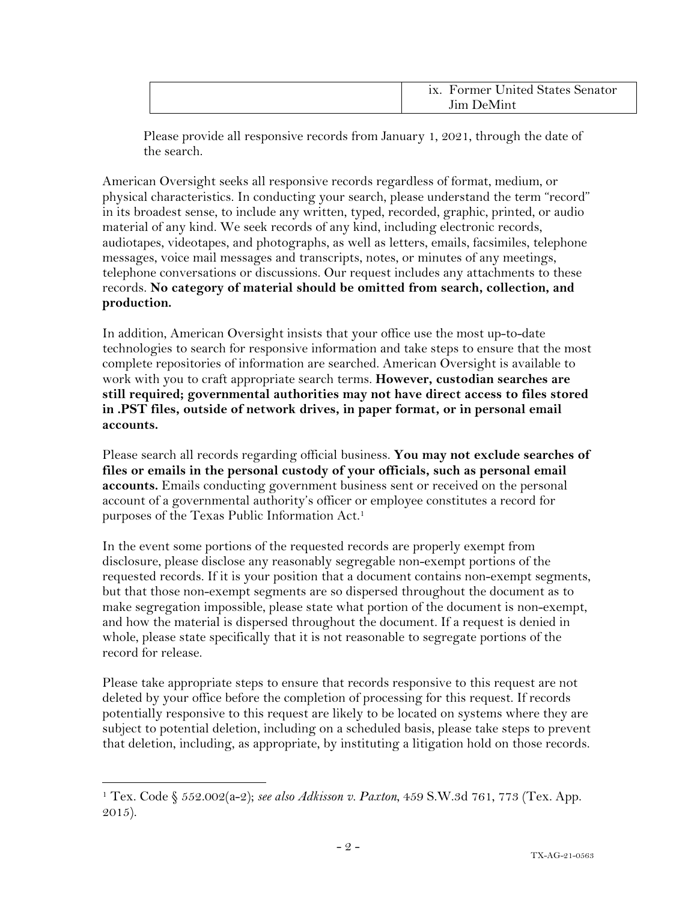| | |
|---|---|
| | ix. Former United States Senator Jim DeMint |

Please provide all responsive records from January 1, 2021, through the date of the search.

American Oversight seeks all responsive records regardless of format, medium, or physical characteristics. In conducting your search, please understand the term "record" in its broadest sense, to include any written, typed, recorded, graphic, printed, or audio material of any kind. We seek records of any kind, including electronic records, audiotapes, videotapes, and photographs, as well as letters, emails, facsimiles, telephone messages, voice mail messages and transcripts, notes, or minutes of any meetings, telephone conversations or discussions. Our request includes any attachments to these records. **No category of material should be omitted from search, collection, and production.**

In addition, American Oversight insists that your office use the most up-to-date technologies to search for responsive information and take steps to ensure that the most complete repositories of information are searched. American Oversight is available to work with you to craft appropriate search terms. **However, custodian searches are still required; governmental authorities may not have direct access to files stored in .PST files, outside of network drives, in paper format, or in personal email accounts.**

Please search all records regarding official business. **You may not exclude searches of files or emails in the personal custody of your officials, such as personal email accounts.** Emails conducting government business sent or received on the personal account of a governmental authority's officer or employee constitutes a record for purposes of the Texas Public Information Act.[1]

In the event some portions of the requested records are properly exempt from disclosure, please disclose any reasonably segregable non-exempt portions of the requested records. If it is your position that a document contains non-exempt segments, but that those non-exempt segments are so dispersed throughout the document as to make segregation impossible, please state what portion of the document is non-exempt, and how the material is dispersed throughout the document. If a request is denied in whole, please state specifically that it is not reasonable to segregate portions of the record for release.

Please take appropriate steps to ensure that records responsive to this request are not deleted by your office before the completion of processing for this request. If records potentially responsive to this request are likely to be located on systems where they are subject to potential deletion, including on a scheduled basis, please take steps to prevent that deletion, including, as appropriate, by instituting a litigation hold on those records.

---

[1] Tex. Code § 552.002(a-2); *see also Adkisson v. Paxton*, 459 S.W.3d 761, 773 (Tex. App. 2015).

TX-AG-21-0563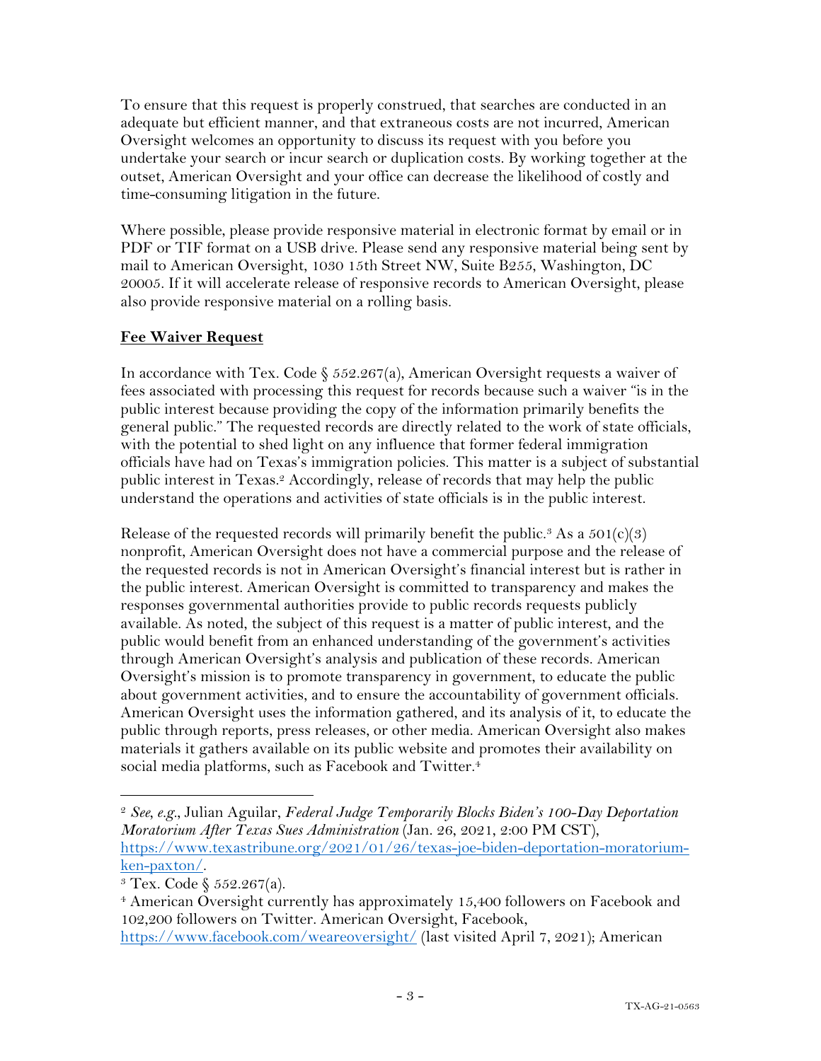To ensure that this request is properly construed, that searches are conducted in an adequate but efficient manner, and that extraneous costs are not incurred, American Oversight welcomes an opportunity to discuss its request with you before you undertake your search or incur search or duplication costs. By working together at the outset, American Oversight and your office can decrease the likelihood of costly and time-consuming litigation in the future.

Where possible, please provide responsive material in electronic format by email or in PDF or TIF format on a USB drive. Please send any responsive material being sent by mail to American Oversight, 1030 15th Street NW, Suite B255, Washington, DC 20005. If it will accelerate release of responsive records to American Oversight, please also provide responsive material on a rolling basis.

**Fee Waiver Request**

In accordance with Tex. Code § 552.267(a), American Oversight requests a waiver of fees associated with processing this request for records because such a waiver "is in the public interest because providing the copy of the information primarily benefits the general public." The requested records are directly related to the work of state officials, with the potential to shed light on any influence that former federal immigration officials have had on Texas's immigration policies. This matter is a subject of substantial public interest in Texas.[2] Accordingly, release of records that may help the public understand the operations and activities of state officials is in the public interest.

Release of the requested records will primarily benefit the public.[3] As a 501(c)(3) nonprofit, American Oversight does not have a commercial purpose and the release of the requested records is not in American Oversight's financial interest but is rather in the public interest. American Oversight is committed to transparency and makes the responses governmental authorities provide to public records requests publicly available. As noted, the subject of this request is a matter of public interest, and the public would benefit from an enhanced understanding of the government's activities through American Oversight's analysis and publication of these records. American Oversight's mission is to promote transparency in government, to educate the public about government activities, and to ensure the accountability of government officials. American Oversight uses the information gathered, and its analysis of it, to educate the public through reports, press releases, or other media. American Oversight also makes materials it gathers available on its public website and promotes their availability on social media platforms, such as Facebook and Twitter.[4]

---

[2] *See, e.g.*, Julian Aguilar, *Federal Judge Temporarily Blocks Biden's 100-Day Deportation Moratorium After Texas Sues Administration* (Jan. 26, 2021, 2:00 PM CST), https://www.texastribune.org/2021/01/26/texas-joe-biden-deportation-moratorium-ken-paxton/.

[3] Tex. Code § 552.267(a).

[4] American Oversight currently has approximately 15,400 followers on Facebook and 102,200 followers on Twitter. American Oversight, Facebook, https://www.facebook.com/weareoversight/ (last visited April 7, 2021); American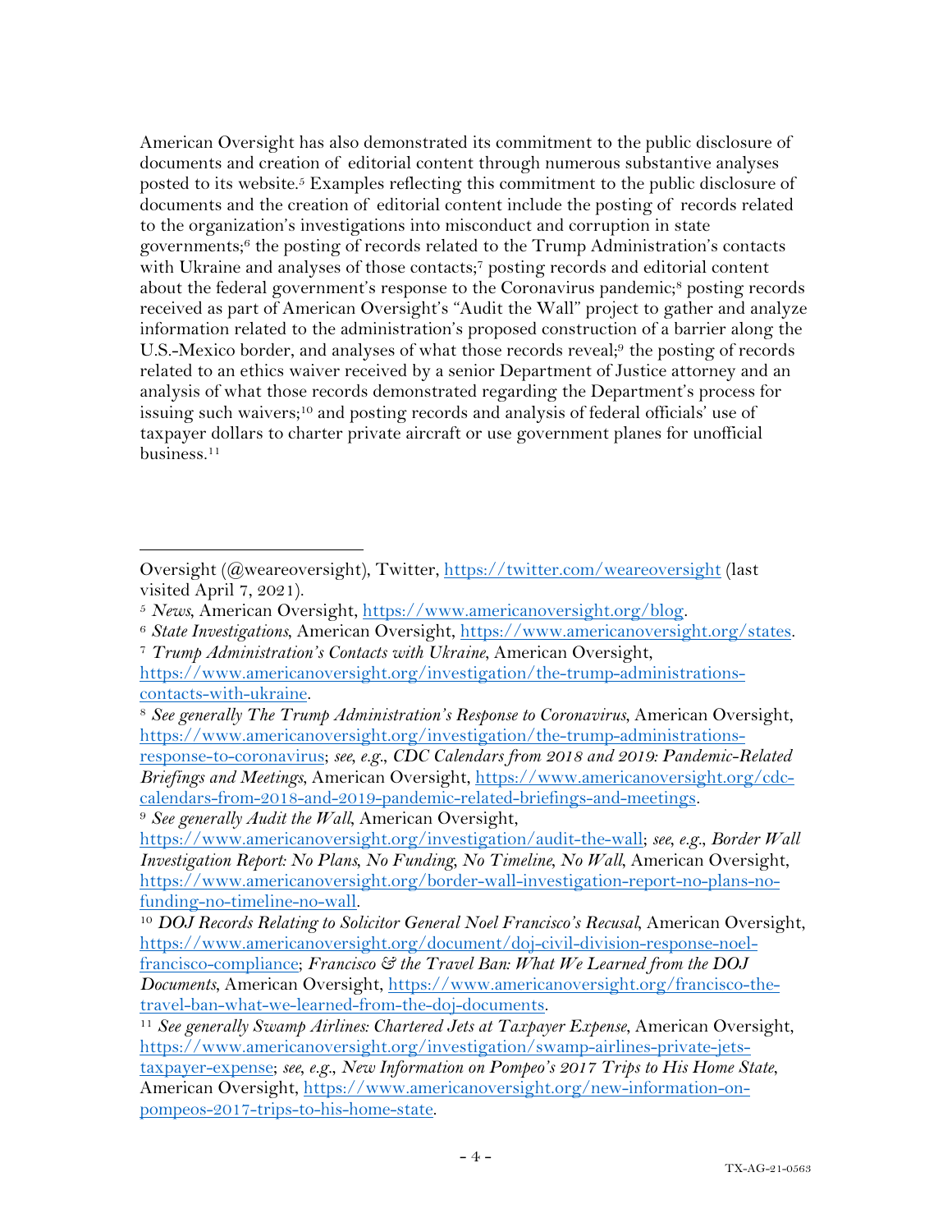American Oversight has also demonstrated its commitment to the public disclosure of documents and creation of editorial content through numerous substantive analyses posted to its website.[5] Examples reflecting this commitment to the public disclosure of documents and the creation of editorial content include the posting of records related to the organization's investigations into misconduct and corruption in state governments;[6] the posting of records related to the Trump Administration's contacts with Ukraine and analyses of those contacts;[7] posting records and editorial content about the federal government's response to the Coronavirus pandemic;[8] posting records received as part of American Oversight's "Audit the Wall" project to gather and analyze information related to the administration's proposed construction of a barrier along the U.S.-Mexico border, and analyses of what those records reveal;[9] the posting of records related to an ethics waiver received by a senior Department of Justice attorney and an analysis of what those records demonstrated regarding the Department's process for issuing such waivers;[10] and posting records and analysis of federal officials' use of taxpayer dollars to charter private aircraft or use government planes for unofficial business.[11]

---

Oversight (@weareoversight), Twitter, https://twitter.com/weareoversight (last visited April 7, 2021).

[5] *News*, American Oversight, https://www.americanoversight.org/blog.

[6] *State Investigations*, American Oversight, https://www.americanoversight.org/states.

[7] *Trump Administration's Contacts with Ukraine*, American Oversight, https://www.americanoversight.org/investigation/the-trump-administrations-contacts-with-ukraine.

[8] *See generally The Trump Administration's Response to Coronavirus*, American Oversight, https://www.americanoversight.org/investigation/the-trump-administrations-response-to-coronavirus; *see, e.g.*, *CDC Calendars from 2018 and 2019: Pandemic-Related Briefings and Meetings*, American Oversight, https://www.americanoversight.org/cdc-calendars-from-2018-and-2019-pandemic-related-briefings-and-meetings.

[9] *See generally Audit the Wall*, American Oversight, https://www.americanoversight.org/investigation/audit-the-wall; *see, e.g.*, *Border Wall Investigation Report: No Plans, No Funding, No Timeline, No Wall*, American Oversight, https://www.americanoversight.org/border-wall-investigation-report-no-plans-no-funding-no-timeline-no-wall.

[10] *DOJ Records Relating to Solicitor General Noel Francisco's Recusal*, American Oversight, https://www.americanoversight.org/document/doj-civil-division-response-noel-francisco-compliance; *Francisco & the Travel Ban: What We Learned from the DOJ Documents*, American Oversight, https://www.americanoversight.org/francisco-the-travel-ban-what-we-learned-from-the-doj-documents.

[11] *See generally Swamp Airlines: Chartered Jets at Taxpayer Expense*, American Oversight, https://www.americanoversight.org/investigation/swamp-airlines-private-jets-taxpayer-expense; *see, e.g.*, *New Information on Pompeo's 2017 Trips to His Home State*, American Oversight, https://www.americanoversight.org/new-information-on-pompeos-2017-trips-to-his-home-state.

TX-AG-21-0563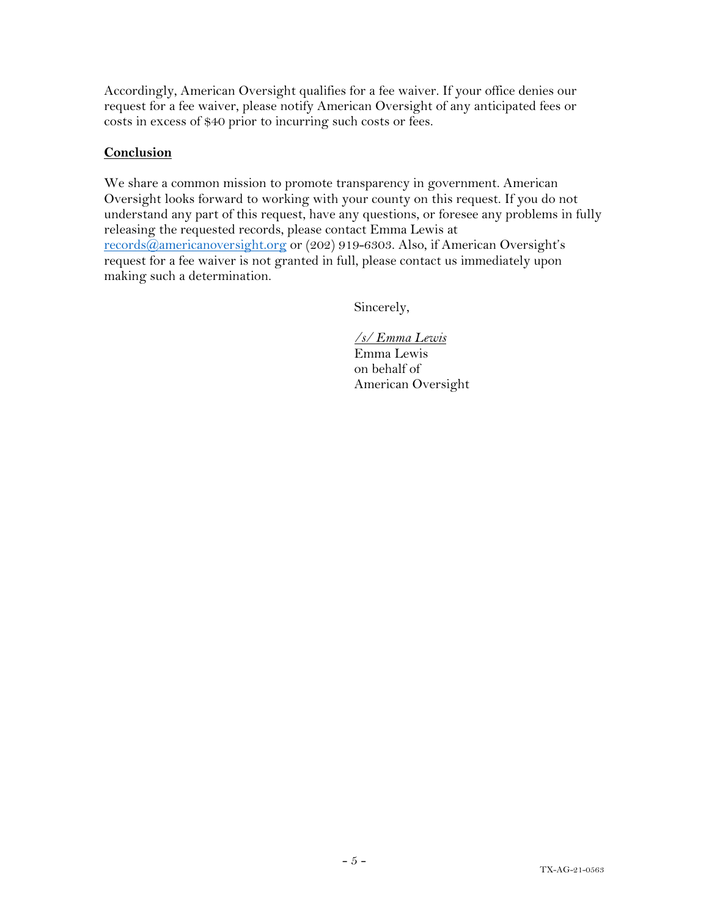Accordingly, American Oversight qualifies for a fee waiver. If your office denies our request for a fee waiver, please notify American Oversight of any anticipated fees or costs in excess of $40 prior to incurring such costs or fees.

**Conclusion**

We share a common mission to promote transparency in government. American Oversight looks forward to working with your county on this request. If you do not understand any part of this request, have any questions, or foresee any problems in fully releasing the requested records, please contact Emma Lewis at records@americanoversight.org or (202) 919-6303. Also, if American Oversight's request for a fee waiver is not granted in full, please contact us immediately upon making such a determination.

Sincerely,

*/s/ Emma Lewis*
Emma Lewis
on behalf of
American Oversight

TX-AG-21-0563